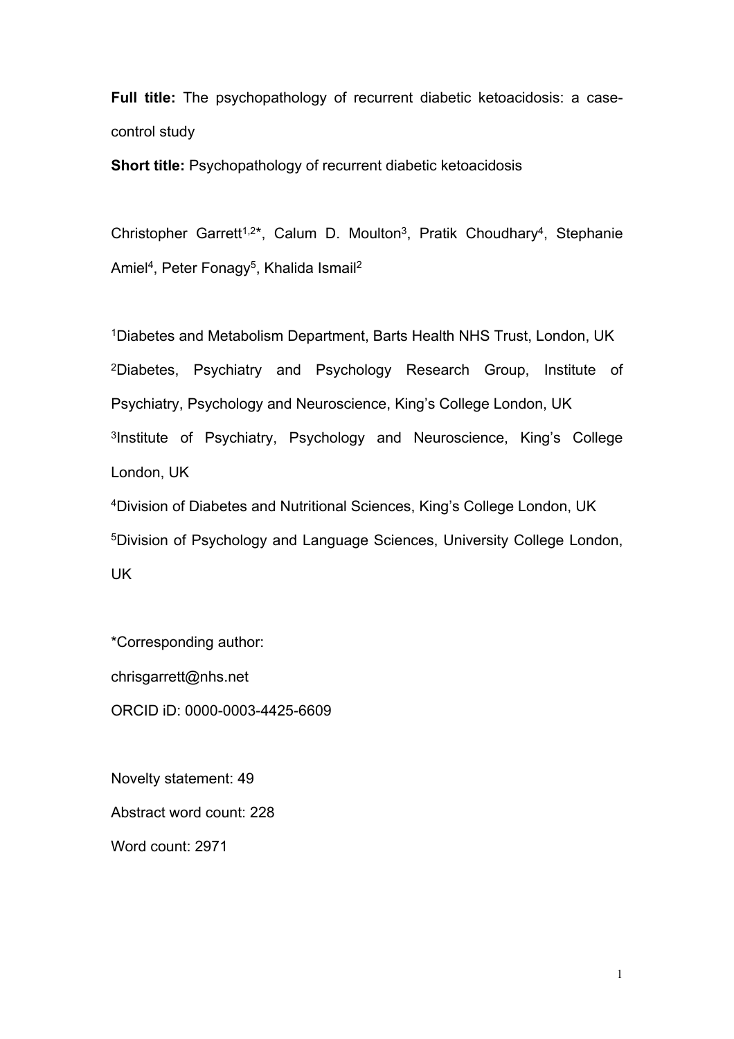**Full title:** The psychopathology of recurrent diabetic ketoacidosis: a case-control study

**Short title:** Psychopathology of recurrent diabetic ketoacidosis

Christopher Garrett[1,2*], Calum D. Moulton[3], Pratik Choudhary[4], Stephanie Amiel[4], Peter Fonagy[5], Khalida Ismail[2]

[1]Diabetes and Metabolism Department, Barts Health NHS Trust, London, UK

[2]Diabetes, Psychiatry and Psychology Research Group, Institute of Psychiatry, Psychology and Neuroscience, King's College London, UK

[3]Institute of Psychiatry, Psychology and Neuroscience, King's College London, UK

[4]Division of Diabetes and Nutritional Sciences, King's College London, UK

[5]Division of Psychology and Language Sciences, University College London, UK

*Corresponding author:

chrisgarrett@nhs.net

ORCID iD: 0000-0003-4425-6609

Novelty statement: 49

Abstract word count: 228

Word count: 2971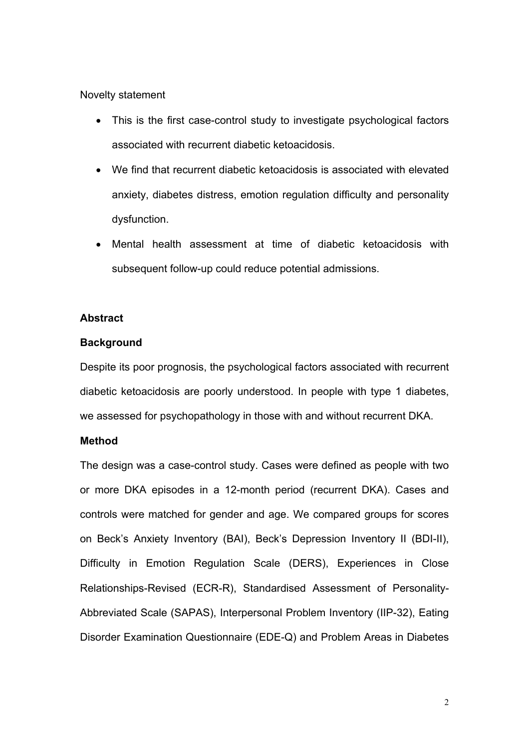Novelty statement

- This is the first case-control study to investigate psychological factors associated with recurrent diabetic ketoacidosis.
- We find that recurrent diabetic ketoacidosis is associated with elevated anxiety, diabetes distress, emotion regulation difficulty and personality dysfunction.
- Mental health assessment at time of diabetic ketoacidosis with subsequent follow-up could reduce potential admissions.

**Abstract**

**Background**

Despite its poor prognosis, the psychological factors associated with recurrent diabetic ketoacidosis are poorly understood. In people with type 1 diabetes, we assessed for psychopathology in those with and without recurrent DKA.

**Method**

The design was a case-control study. Cases were defined as people with two or more DKA episodes in a 12-month period (recurrent DKA). Cases and controls were matched for gender and age. We compared groups for scores on Beck's Anxiety Inventory (BAI), Beck's Depression Inventory II (BDI-II), Difficulty in Emotion Regulation Scale (DERS), Experiences in Close Relationships-Revised (ECR-R), Standardised Assessment of Personality-Abbreviated Scale (SAPAS), Interpersonal Problem Inventory (IIP-32), Eating Disorder Examination Questionnaire (EDE-Q) and Problem Areas in Diabetes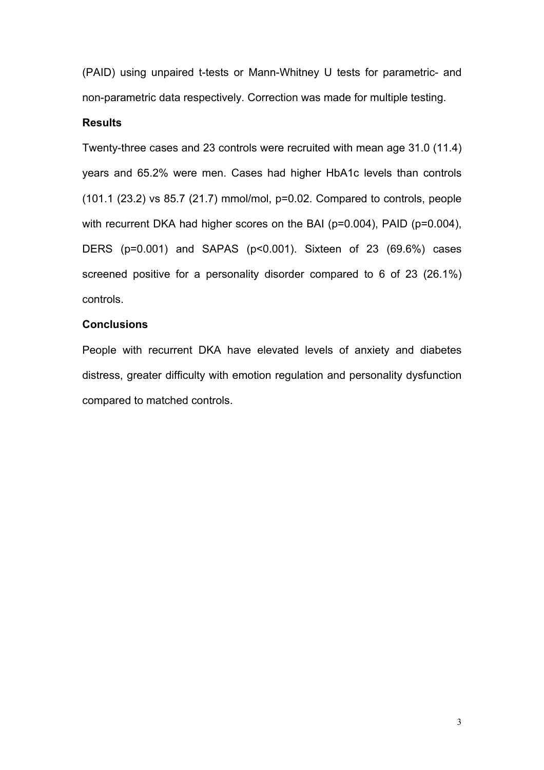(PAID) using unpaired t-tests or Mann-Whitney U tests for parametric- and non-parametric data respectively. Correction was made for multiple testing.

**Results**

Twenty-three cases and 23 controls were recruited with mean age 31.0 (11.4) years and 65.2% were men. Cases had higher HbA1c levels than controls (101.1 (23.2) vs 85.7 (21.7) mmol/mol, p=0.02. Compared to controls, people with recurrent DKA had higher scores on the BAI (p=0.004), PAID (p=0.004), DERS (p=0.001) and SAPAS (p<0.001). Sixteen of 23 (69.6%) cases screened positive for a personality disorder compared to 6 of 23 (26.1%) controls.

**Conclusions**

People with recurrent DKA have elevated levels of anxiety and diabetes distress, greater difficulty with emotion regulation and personality dysfunction compared to matched controls.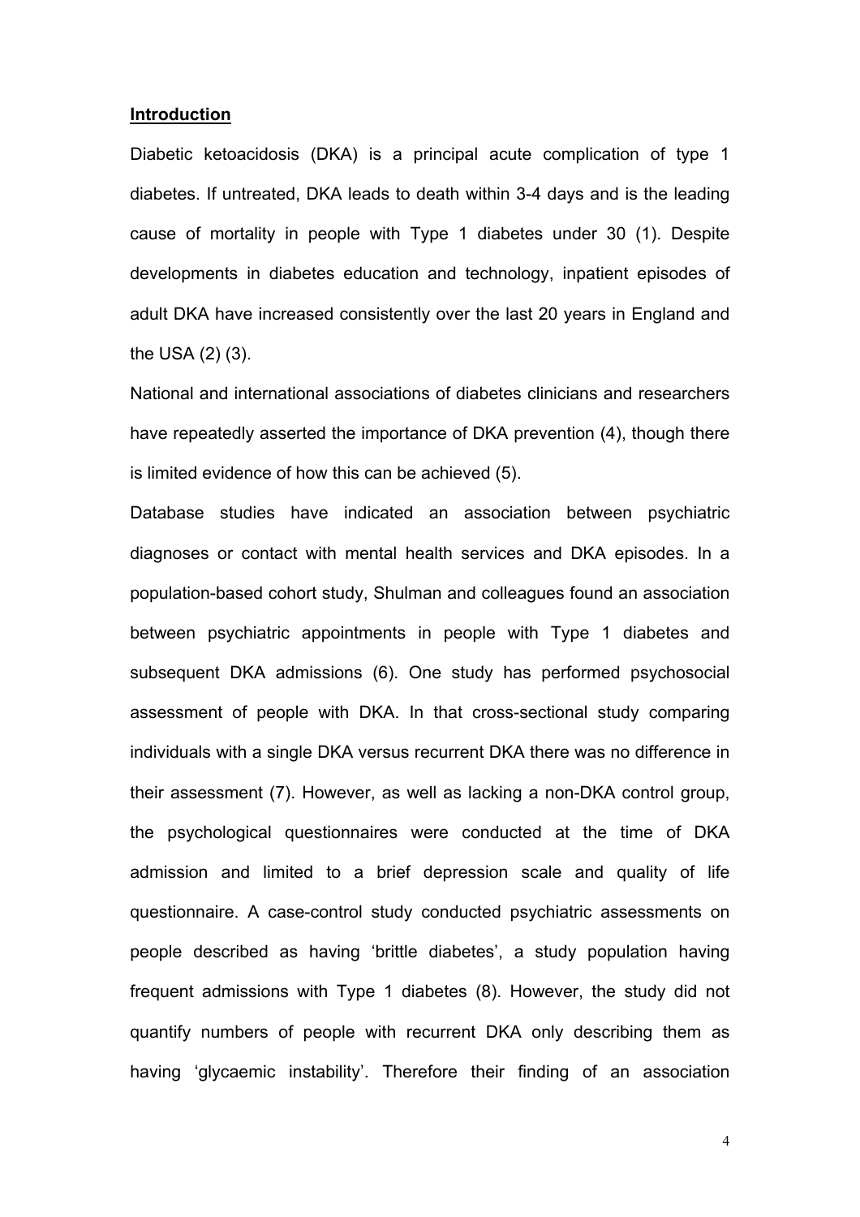## Introduction

Diabetic ketoacidosis (DKA) is a principal acute complication of type 1 diabetes. If untreated, DKA leads to death within 3-4 days and is the leading cause of mortality in people with Type 1 diabetes under 30 (1). Despite developments in diabetes education and technology, inpatient episodes of adult DKA have increased consistently over the last 20 years in England and the USA (2) (3).

National and international associations of diabetes clinicians and researchers have repeatedly asserted the importance of DKA prevention (4), though there is limited evidence of how this can be achieved (5).

Database studies have indicated an association between psychiatric diagnoses or contact with mental health services and DKA episodes. In a population-based cohort study, Shulman and colleagues found an association between psychiatric appointments in people with Type 1 diabetes and subsequent DKA admissions (6). One study has performed psychosocial assessment of people with DKA. In that cross-sectional study comparing individuals with a single DKA versus recurrent DKA there was no difference in their assessment (7). However, as well as lacking a non-DKA control group, the psychological questionnaires were conducted at the time of DKA admission and limited to a brief depression scale and quality of life questionnaire. A case-control study conducted psychiatric assessments on people described as having 'brittle diabetes', a study population having frequent admissions with Type 1 diabetes (8). However, the study did not quantify numbers of people with recurrent DKA only describing them as having 'glycaemic instability'. Therefore their finding of an association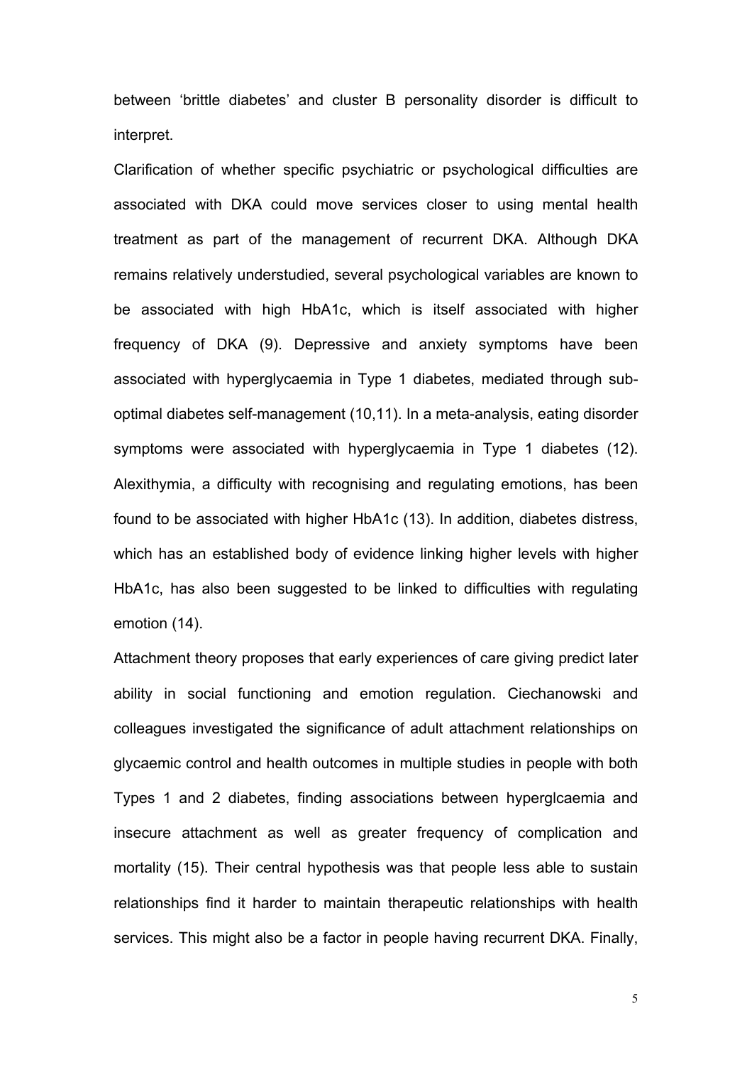between ‘brittle diabetes’ and cluster B personality disorder is difficult to interpret.

Clarification of whether specific psychiatric or psychological difficulties are associated with DKA could move services closer to using mental health treatment as part of the management of recurrent DKA. Although DKA remains relatively understudied, several psychological variables are known to be associated with high HbA1c, which is itself associated with higher frequency of DKA (9). Depressive and anxiety symptoms have been associated with hyperglycaemia in Type 1 diabetes, mediated through sub-optimal diabetes self-management (10,11). In a meta-analysis, eating disorder symptoms were associated with hyperglycaemia in Type 1 diabetes (12). Alexithymia, a difficulty with recognising and regulating emotions, has been found to be associated with higher HbA1c (13). In addition, diabetes distress, which has an established body of evidence linking higher levels with higher HbA1c, has also been suggested to be linked to difficulties with regulating emotion (14).

Attachment theory proposes that early experiences of care giving predict later ability in social functioning and emotion regulation. Ciechanowski and colleagues investigated the significance of adult attachment relationships on glycaemic control and health outcomes in multiple studies in people with both Types 1 and 2 diabetes, finding associations between hyperglcaemia and insecure attachment as well as greater frequency of complication and mortality (15). Their central hypothesis was that people less able to sustain relationships find it harder to maintain therapeutic relationships with health services. This might also be a factor in people having recurrent DKA. Finally,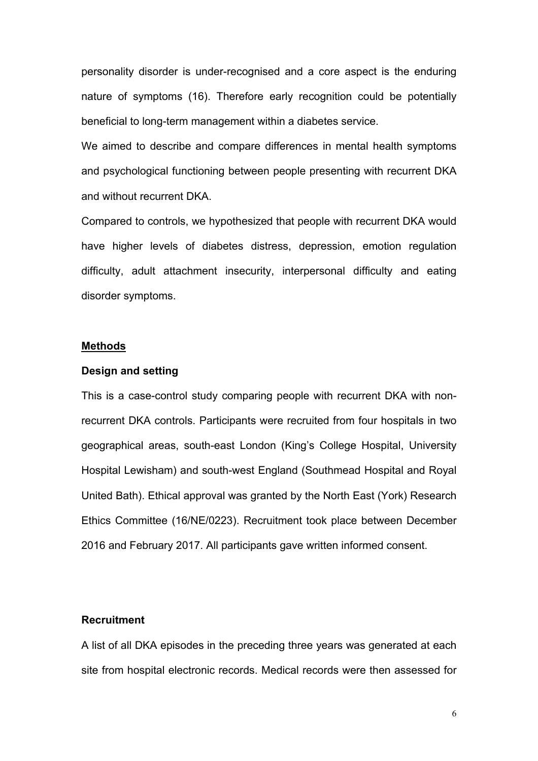personality disorder is under-recognised and a core aspect is the enduring nature of symptoms (16). Therefore early recognition could be potentially beneficial to long-term management within a diabetes service.

We aimed to describe and compare differences in mental health symptoms and psychological functioning between people presenting with recurrent DKA and without recurrent DKA.

Compared to controls, we hypothesized that people with recurrent DKA would have higher levels of diabetes distress, depression, emotion regulation difficulty, adult attachment insecurity, interpersonal difficulty and eating disorder symptoms.

## Methods

### Design and setting

This is a case-control study comparing people with recurrent DKA with non-recurrent DKA controls. Participants were recruited from four hospitals in two geographical areas, south-east London (King's College Hospital, University Hospital Lewisham) and south-west England (Southmead Hospital and Royal United Bath). Ethical approval was granted by the North East (York) Research Ethics Committee (16/NE/0223). Recruitment took place between December 2016 and February 2017. All participants gave written informed consent.

### Recruitment

A list of all DKA episodes in the preceding three years was generated at each site from hospital electronic records. Medical records were then assessed for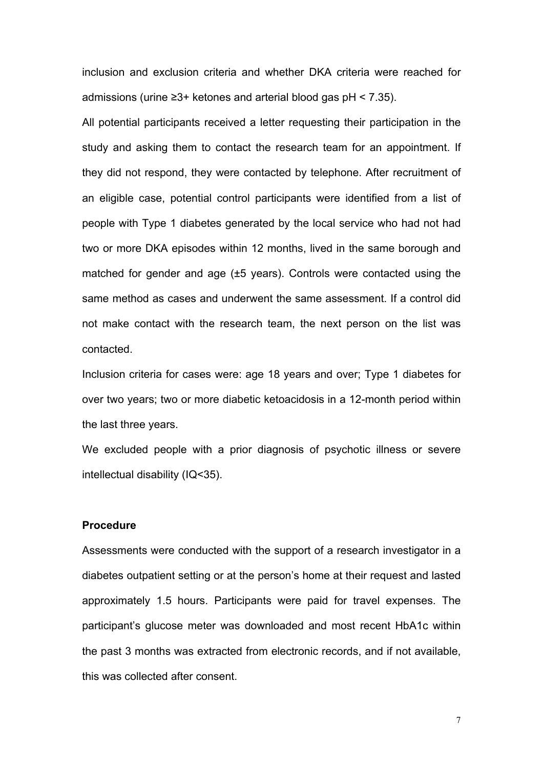inclusion and exclusion criteria and whether DKA criteria were reached for admissions (urine ≥3+ ketones and arterial blood gas pH < 7.35).

All potential participants received a letter requesting their participation in the study and asking them to contact the research team for an appointment. If they did not respond, they were contacted by telephone. After recruitment of an eligible case, potential control participants were identified from a list of people with Type 1 diabetes generated by the local service who had not had two or more DKA episodes within 12 months, lived in the same borough and matched for gender and age (±5 years). Controls were contacted using the same method as cases and underwent the same assessment. If a control did not make contact with the research team, the next person on the list was contacted.

Inclusion criteria for cases were: age 18 years and over; Type 1 diabetes for over two years; two or more diabetic ketoacidosis in a 12-month period within the last three years.

We excluded people with a prior diagnosis of psychotic illness or severe intellectual disability (IQ<35).

**Procedure**

Assessments were conducted with the support of a research investigator in a diabetes outpatient setting or at the person's home at their request and lasted approximately 1.5 hours. Participants were paid for travel expenses. The participant's glucose meter was downloaded and most recent HbA1c within the past 3 months was extracted from electronic records, and if not available, this was collected after consent.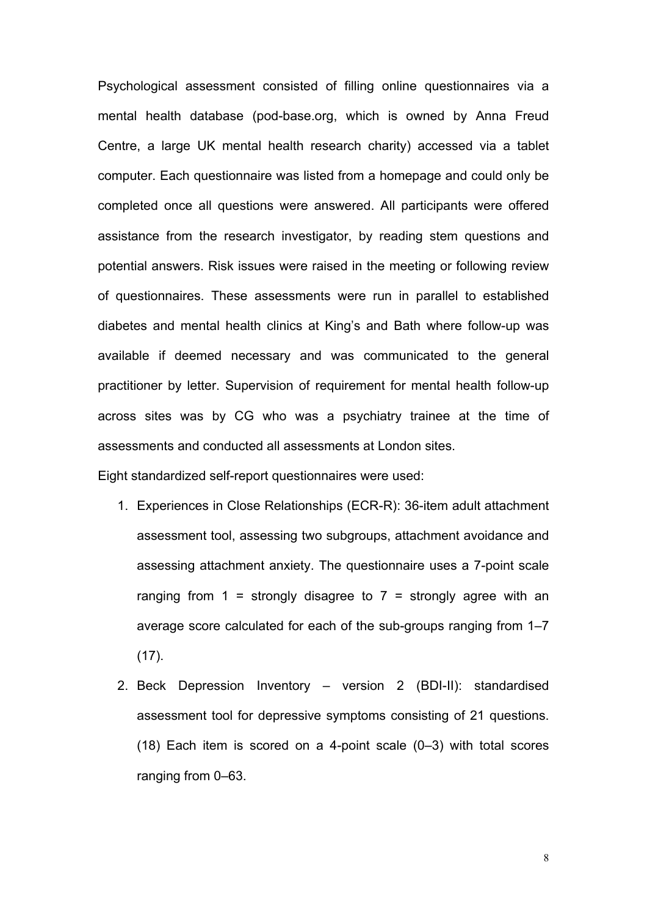Psychological assessment consisted of filling online questionnaires via a mental health database (pod-base.org, which is owned by Anna Freud Centre, a large UK mental health research charity) accessed via a tablet computer. Each questionnaire was listed from a homepage and could only be completed once all questions were answered. All participants were offered assistance from the research investigator, by reading stem questions and potential answers. Risk issues were raised in the meeting or following review of questionnaires. These assessments were run in parallel to established diabetes and mental health clinics at King's and Bath where follow-up was available if deemed necessary and was communicated to the general practitioner by letter. Supervision of requirement for mental health follow-up across sites was by CG who was a psychiatry trainee at the time of assessments and conducted all assessments at London sites.

Eight standardized self-report questionnaires were used:

1. Experiences in Close Relationships (ECR-R): 36-item adult attachment assessment tool, assessing two subgroups, attachment avoidance and assessing attachment anxiety. The questionnaire uses a 7-point scale ranging from 1 = strongly disagree to 7 = strongly agree with an average score calculated for each of the sub-groups ranging from 1–7 (17).
2. Beck Depression Inventory – version 2 (BDI-II): standardised assessment tool for depressive symptoms consisting of 21 questions. (18) Each item is scored on a 4-point scale (0–3) with total scores ranging from 0–63.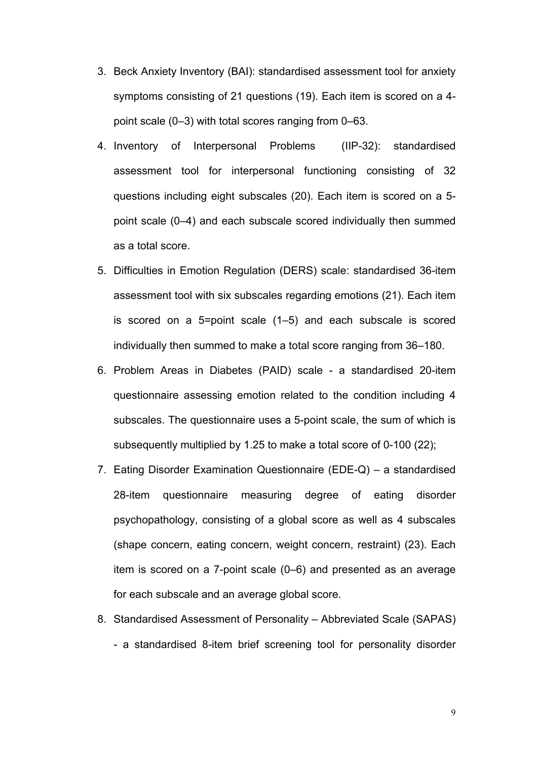3. Beck Anxiety Inventory (BAI): standardised assessment tool for anxiety symptoms consisting of 21 questions (19). Each item is scored on a 4-point scale (0–3) with total scores ranging from 0–63.
4. Inventory of Interpersonal Problems (IIP-32): standardised assessment tool for interpersonal functioning consisting of 32 questions including eight subscales (20). Each item is scored on a 5-point scale (0–4) and each subscale scored individually then summed as a total score.
5. Difficulties in Emotion Regulation (DERS) scale: standardised 36-item assessment tool with six subscales regarding emotions (21). Each item is scored on a 5=point scale (1–5) and each subscale is scored individually then summed to make a total score ranging from 36–180.
6. Problem Areas in Diabetes (PAID) scale - a standardised 20-item questionnaire assessing emotion related to the condition including 4 subscales. The questionnaire uses a 5-point scale, the sum of which is subsequently multiplied by 1.25 to make a total score of 0-100 (22);
7. Eating Disorder Examination Questionnaire (EDE-Q) – a standardised 28-item questionnaire measuring degree of eating disorder psychopathology, consisting of a global score as well as 4 subscales (shape concern, eating concern, weight concern, restraint) (23). Each item is scored on a 7-point scale (0–6) and presented as an average for each subscale and an average global score.
8. Standardised Assessment of Personality – Abbreviated Scale (SAPAS) - a standardised 8-item brief screening tool for personality disorder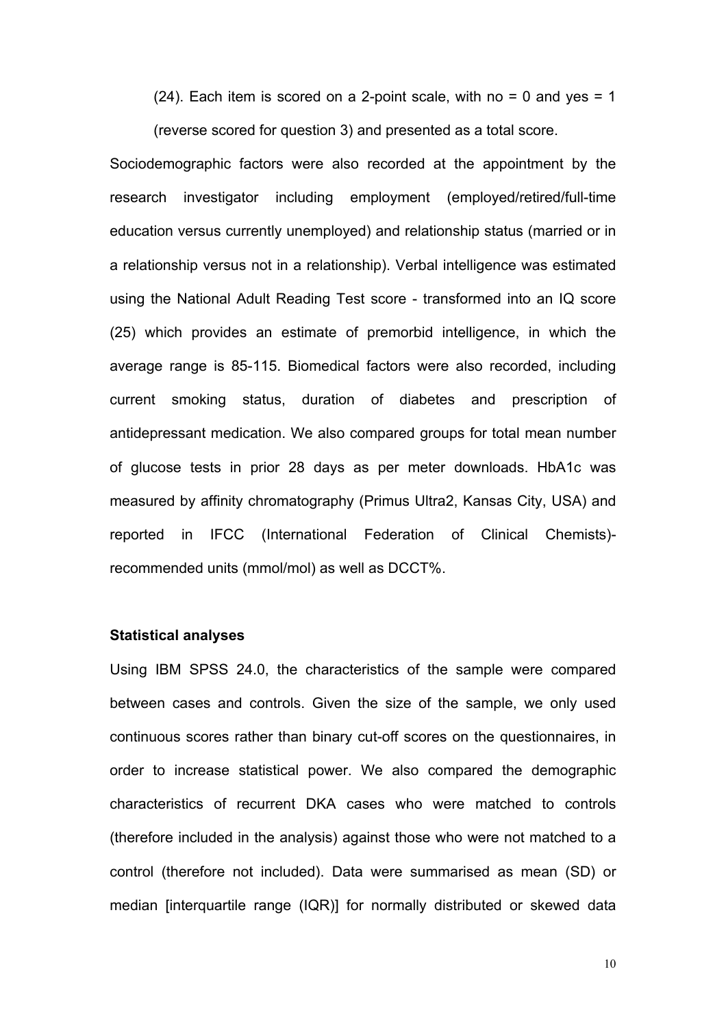(24). Each item is scored on a 2-point scale, with no = 0 and yes = 1 (reverse scored for question 3) and presented as a total score.

Sociodemographic factors were also recorded at the appointment by the research investigator including employment (employed/retired/full-time education versus currently unemployed) and relationship status (married or in a relationship versus not in a relationship). Verbal intelligence was estimated using the National Adult Reading Test score - transformed into an IQ score (25) which provides an estimate of premorbid intelligence, in which the average range is 85-115. Biomedical factors were also recorded, including current smoking status, duration of diabetes and prescription of antidepressant medication. We also compared groups for total mean number of glucose tests in prior 28 days as per meter downloads. HbA1c was measured by affinity chromatography (Primus Ultra2, Kansas City, USA) and reported in IFCC (International Federation of Clinical Chemists)-recommended units (mmol/mol) as well as DCCT%.

**Statistical analyses**

Using IBM SPSS 24.0, the characteristics of the sample were compared between cases and controls. Given the size of the sample, we only used continuous scores rather than binary cut-off scores on the questionnaires, in order to increase statistical power. We also compared the demographic characteristics of recurrent DKA cases who were matched to controls (therefore included in the analysis) against those who were not matched to a control (therefore not included). Data were summarised as mean (SD) or median [interquartile range (IQR)] for normally distributed or skewed data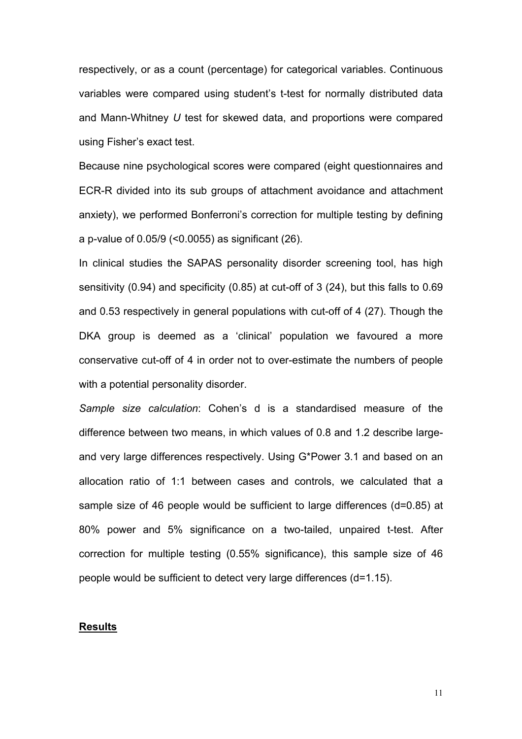respectively, or as a count (percentage) for categorical variables. Continuous variables were compared using student's t-test for normally distributed data and Mann-Whitney *U* test for skewed data, and proportions were compared using Fisher's exact test.

Because nine psychological scores were compared (eight questionnaires and ECR-R divided into its sub groups of attachment avoidance and attachment anxiety), we performed Bonferroni's correction for multiple testing by defining a p-value of 0.05/9 (<0.0055) as significant (26).

In clinical studies the SAPAS personality disorder screening tool, has high sensitivity (0.94) and specificity (0.85) at cut-off of 3 (24), but this falls to 0.69 and 0.53 respectively in general populations with cut-off of 4 (27). Though the DKA group is deemed as a 'clinical' population we favoured a more conservative cut-off of 4 in order not to over-estimate the numbers of people with a potential personality disorder.

*Sample size calculation*: Cohen's d is a standardised measure of the difference between two means, in which values of 0.8 and 1.2 describe large- and very large differences respectively. Using G*Power 3.1 and based on an allocation ratio of 1:1 between cases and controls, we calculated that a sample size of 46 people would be sufficient to large differences (d=0.85) at 80% power and 5% significance on a two-tailed, unpaired t-test. After correction for multiple testing (0.55% significance), this sample size of 46 people would be sufficient to detect very large differences (d=1.15).

## Results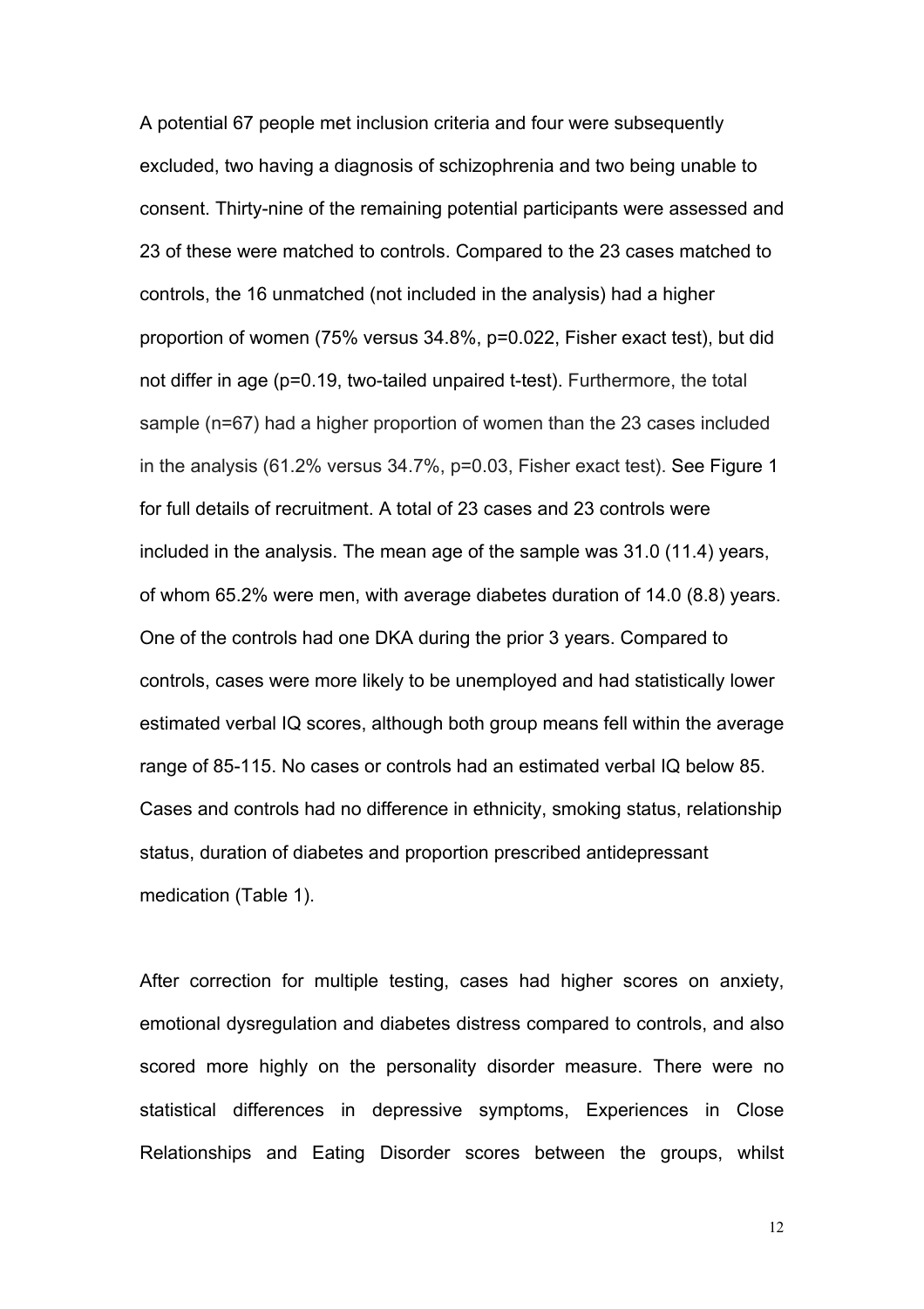A potential 67 people met inclusion criteria and four were subsequently excluded, two having a diagnosis of schizophrenia and two being unable to consent. Thirty-nine of the remaining potential participants were assessed and 23 of these were matched to controls. Compared to the 23 cases matched to controls, the 16 unmatched (not included in the analysis) had a higher proportion of women (75% versus 34.8%, p=0.022, Fisher exact test), but did not differ in age (p=0.19, two-tailed unpaired t-test). Furthermore, the total sample (n=67) had a higher proportion of women than the 23 cases included in the analysis (61.2% versus 34.7%, p=0.03, Fisher exact test). See Figure 1 for full details of recruitment. A total of 23 cases and 23 controls were included in the analysis. The mean age of the sample was 31.0 (11.4) years, of whom 65.2% were men, with average diabetes duration of 14.0 (8.8) years. One of the controls had one DKA during the prior 3 years. Compared to controls, cases were more likely to be unemployed and had statistically lower estimated verbal IQ scores, although both group means fell within the average range of 85-115. No cases or controls had an estimated verbal IQ below 85. Cases and controls had no difference in ethnicity, smoking status, relationship status, duration of diabetes and proportion prescribed antidepressant medication (Table 1).

After correction for multiple testing, cases had higher scores on anxiety, emotional dysregulation and diabetes distress compared to controls, and also scored more highly on the personality disorder measure. There were no statistical differences in depressive symptoms, Experiences in Close Relationships and Eating Disorder scores between the groups, whilst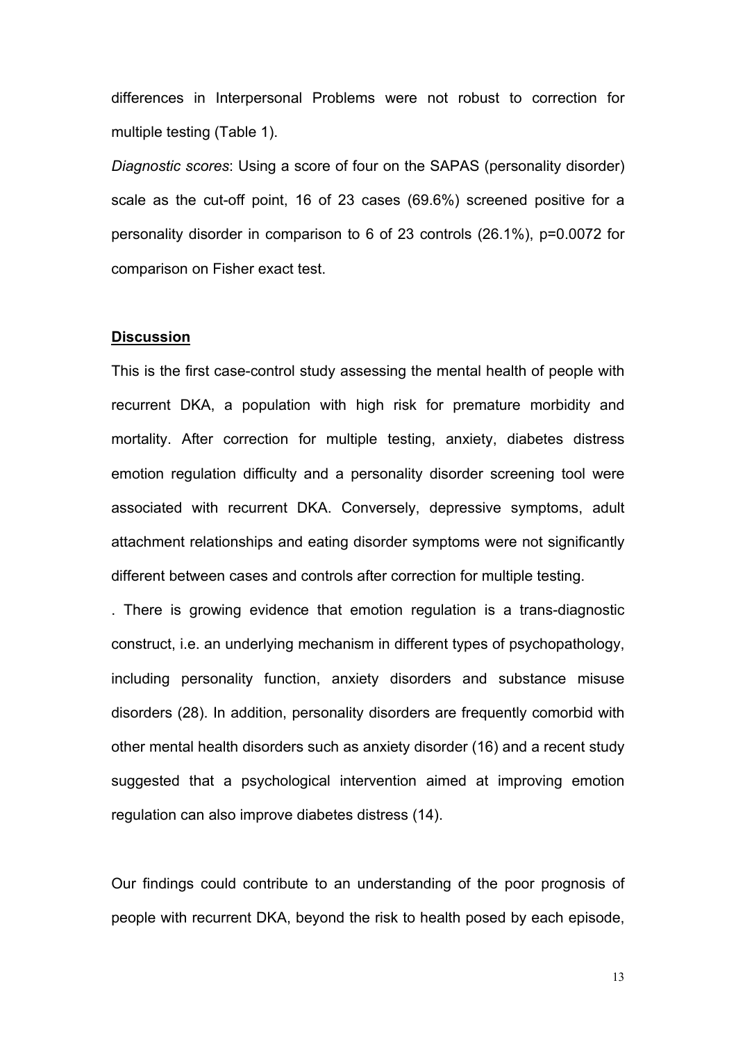differences in Interpersonal Problems were not robust to correction for multiple testing (Table 1).

*Diagnostic scores*: Using a score of four on the SAPAS (personality disorder) scale as the cut-off point, 16 of 23 cases (69.6%) screened positive for a personality disorder in comparison to 6 of 23 controls (26.1%), p=0.0072 for comparison on Fisher exact test.

## Discussion

This is the first case-control study assessing the mental health of people with recurrent DKA, a population with high risk for premature morbidity and mortality. After correction for multiple testing, anxiety, diabetes distress emotion regulation difficulty and a personality disorder screening tool were associated with recurrent DKA. Conversely, depressive symptoms, adult attachment relationships and eating disorder symptoms were not significantly different between cases and controls after correction for multiple testing.

. There is growing evidence that emotion regulation is a trans-diagnostic construct, i.e. an underlying mechanism in different types of psychopathology, including personality function, anxiety disorders and substance misuse disorders (28). In addition, personality disorders are frequently comorbid with other mental health disorders such as anxiety disorder (16) and a recent study suggested that a psychological intervention aimed at improving emotion regulation can also improve diabetes distress (14).

Our findings could contribute to an understanding of the poor prognosis of people with recurrent DKA, beyond the risk to health posed by each episode,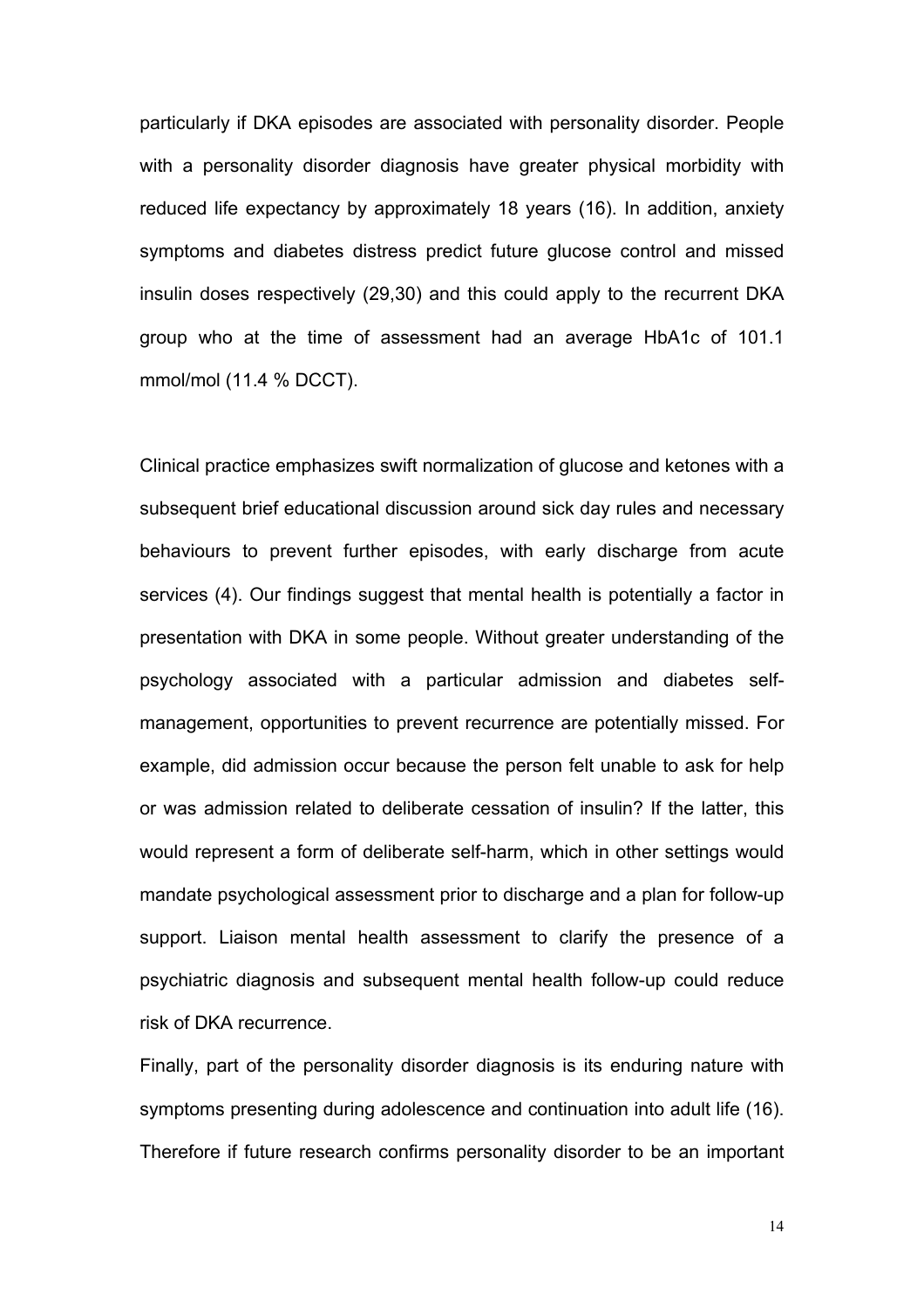particularly if DKA episodes are associated with personality disorder. People with a personality disorder diagnosis have greater physical morbidity with reduced life expectancy by approximately 18 years (16). In addition, anxiety symptoms and diabetes distress predict future glucose control and missed insulin doses respectively (29,30) and this could apply to the recurrent DKA group who at the time of assessment had an average HbA1c of 101.1 mmol/mol (11.4 % DCCT).

Clinical practice emphasizes swift normalization of glucose and ketones with a subsequent brief educational discussion around sick day rules and necessary behaviours to prevent further episodes, with early discharge from acute services (4). Our findings suggest that mental health is potentially a factor in presentation with DKA in some people. Without greater understanding of the psychology associated with a particular admission and diabetes self-management, opportunities to prevent recurrence are potentially missed. For example, did admission occur because the person felt unable to ask for help or was admission related to deliberate cessation of insulin? If the latter, this would represent a form of deliberate self-harm, which in other settings would mandate psychological assessment prior to discharge and a plan for follow-up support. Liaison mental health assessment to clarify the presence of a psychiatric diagnosis and subsequent mental health follow-up could reduce risk of DKA recurrence.

Finally, part of the personality disorder diagnosis is its enduring nature with symptoms presenting during adolescence and continuation into adult life (16). Therefore if future research confirms personality disorder to be an important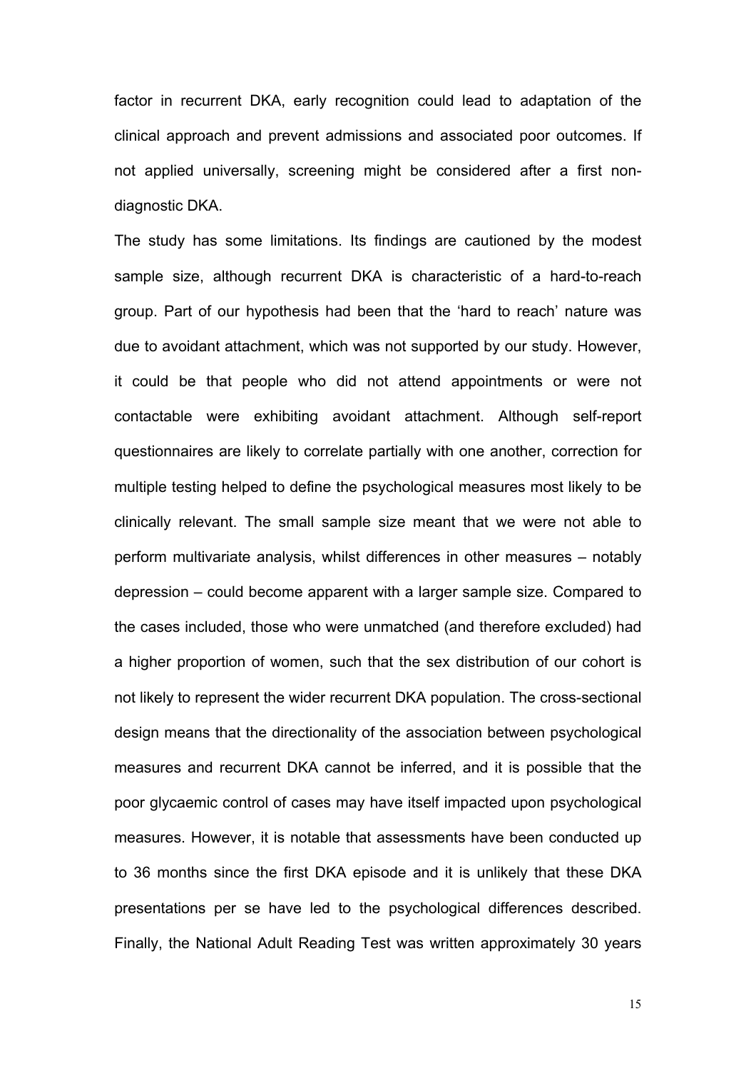factor in recurrent DKA, early recognition could lead to adaptation of the clinical approach and prevent admissions and associated poor outcomes. If not applied universally, screening might be considered after a first non-diagnostic DKA.

The study has some limitations. Its findings are cautioned by the modest sample size, although recurrent DKA is characteristic of a hard-to-reach group. Part of our hypothesis had been that the 'hard to reach' nature was due to avoidant attachment, which was not supported by our study. However, it could be that people who did not attend appointments or were not contactable were exhibiting avoidant attachment. Although self-report questionnaires are likely to correlate partially with one another, correction for multiple testing helped to define the psychological measures most likely to be clinically relevant. The small sample size meant that we were not able to perform multivariate analysis, whilst differences in other measures – notably depression – could become apparent with a larger sample size. Compared to the cases included, those who were unmatched (and therefore excluded) had a higher proportion of women, such that the sex distribution of our cohort is not likely to represent the wider recurrent DKA population. The cross-sectional design means that the directionality of the association between psychological measures and recurrent DKA cannot be inferred, and it is possible that the poor glycaemic control of cases may have itself impacted upon psychological measures. However, it is notable that assessments have been conducted up to 36 months since the first DKA episode and it is unlikely that these DKA presentations per se have led to the psychological differences described. Finally, the National Adult Reading Test was written approximately 30 years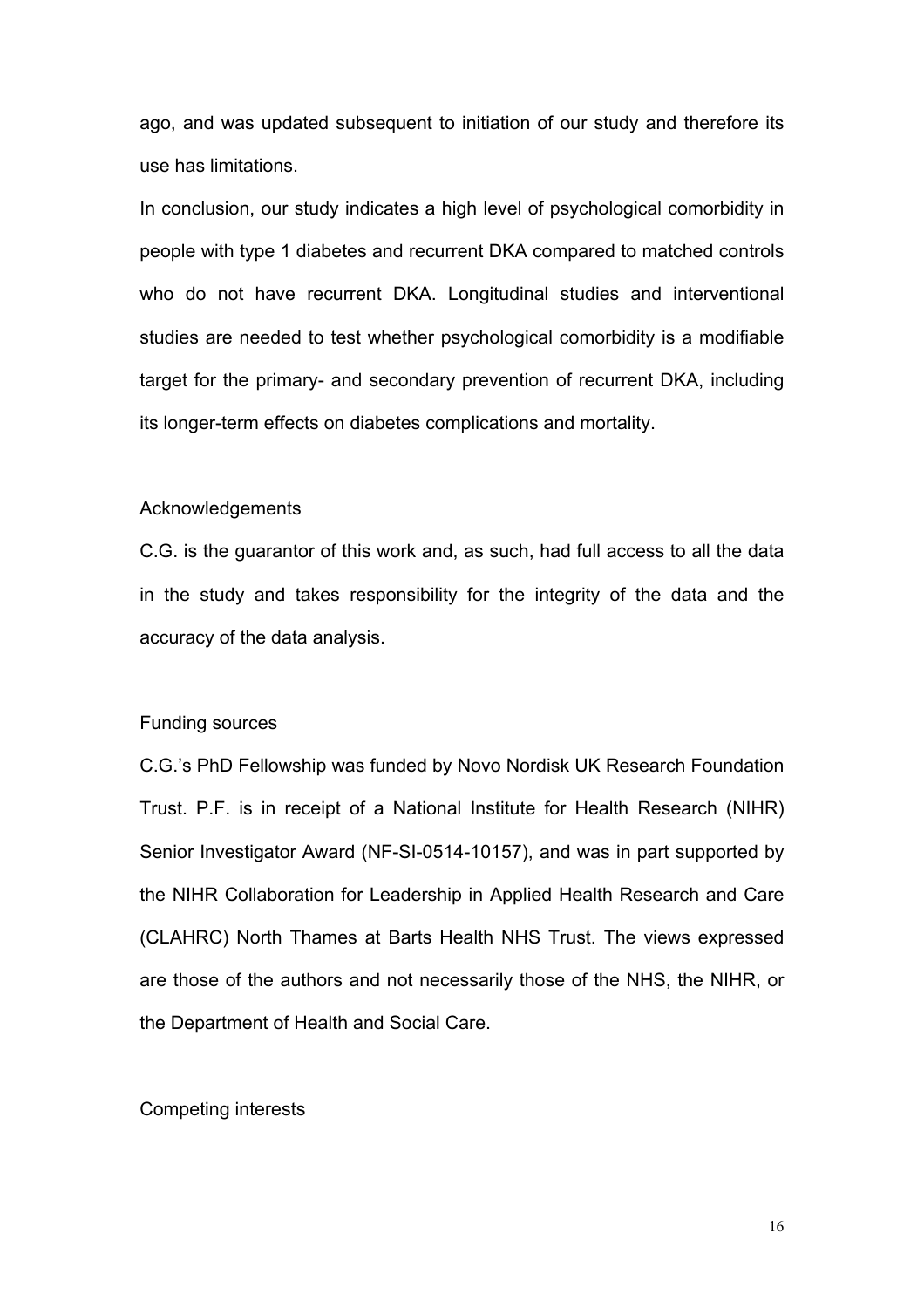ago, and was updated subsequent to initiation of our study and therefore its use has limitations.

In conclusion, our study indicates a high level of psychological comorbidity in people with type 1 diabetes and recurrent DKA compared to matched controls who do not have recurrent DKA. Longitudinal studies and interventional studies are needed to test whether psychological comorbidity is a modifiable target for the primary- and secondary prevention of recurrent DKA, including its longer-term effects on diabetes complications and mortality.

## Acknowledgements

C.G. is the guarantor of this work and, as such, had full access to all the data in the study and takes responsibility for the integrity of the data and the accuracy of the data analysis.

## Funding sources

C.G.'s PhD Fellowship was funded by Novo Nordisk UK Research Foundation Trust. P.F. is in receipt of a National Institute for Health Research (NIHR) Senior Investigator Award (NF-SI-0514-10157), and was in part supported by the NIHR Collaboration for Leadership in Applied Health Research and Care (CLAHRC) North Thames at Barts Health NHS Trust. The views expressed are those of the authors and not necessarily those of the NHS, the NIHR, or the Department of Health and Social Care.

## Competing interests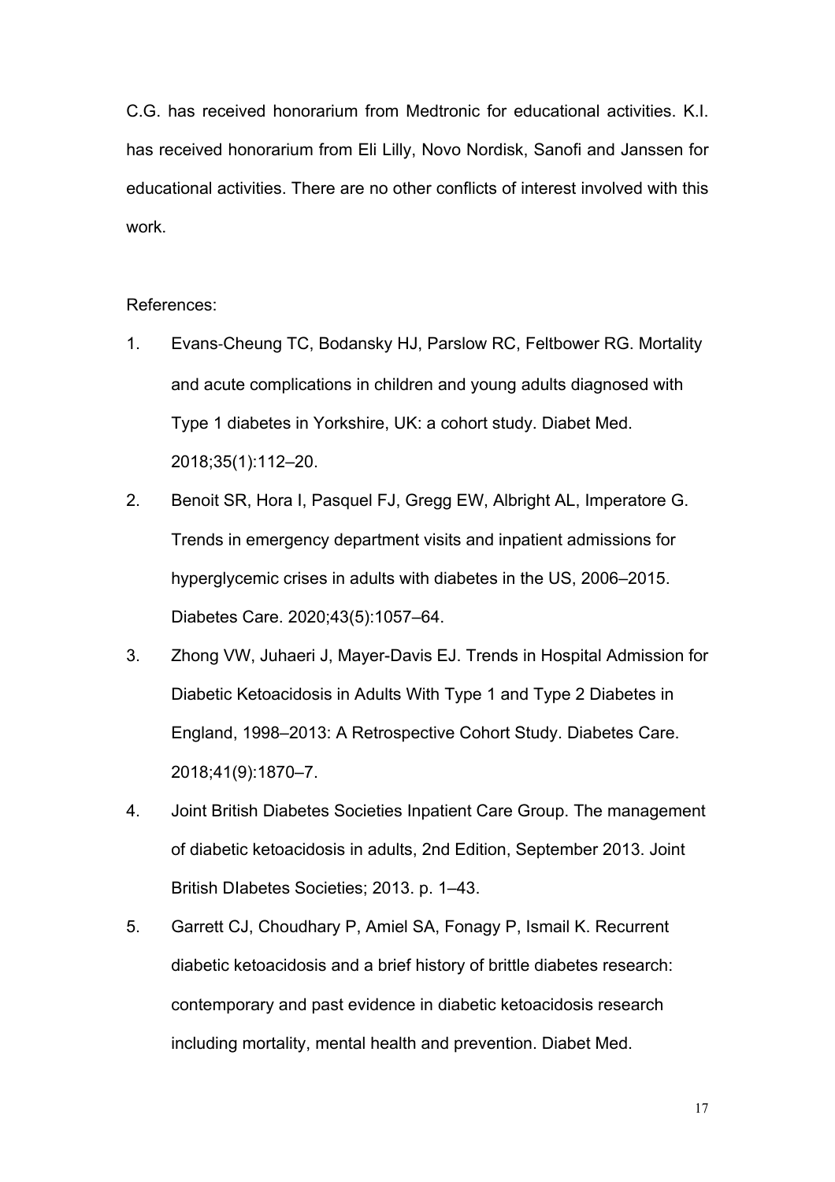C.G. has received honorarium from Medtronic for educational activities. K.I. has received honorarium from Eli Lilly, Novo Nordisk, Sanofi and Janssen for educational activities. There are no other conflicts of interest involved with this work.

References:

1. Evans-Cheung TC, Bodansky HJ, Parslow RC, Feltbower RG. Mortality and acute complications in children and young adults diagnosed with Type 1 diabetes in Yorkshire, UK: a cohort study. Diabet Med. 2018;35(1):112–20.
2. Benoit SR, Hora I, Pasquel FJ, Gregg EW, Albright AL, Imperatore G. Trends in emergency department visits and inpatient admissions for hyperglycemic crises in adults with diabetes in the US, 2006–2015. Diabetes Care. 2020;43(5):1057–64.
3. Zhong VW, Juhaeri J, Mayer-Davis EJ. Trends in Hospital Admission for Diabetic Ketoacidosis in Adults With Type 1 and Type 2 Diabetes in England, 1998–2013: A Retrospective Cohort Study. Diabetes Care. 2018;41(9):1870–7.
4. Joint British Diabetes Societies Inpatient Care Group. The management of diabetic ketoacidosis in adults, 2nd Edition, September 2013. Joint British DIabetes Societies; 2013. p. 1–43.
5. Garrett CJ, Choudhary P, Amiel SA, Fonagy P, Ismail K. Recurrent diabetic ketoacidosis and a brief history of brittle diabetes research: contemporary and past evidence in diabetic ketoacidosis research including mortality, mental health and prevention. Diabet Med.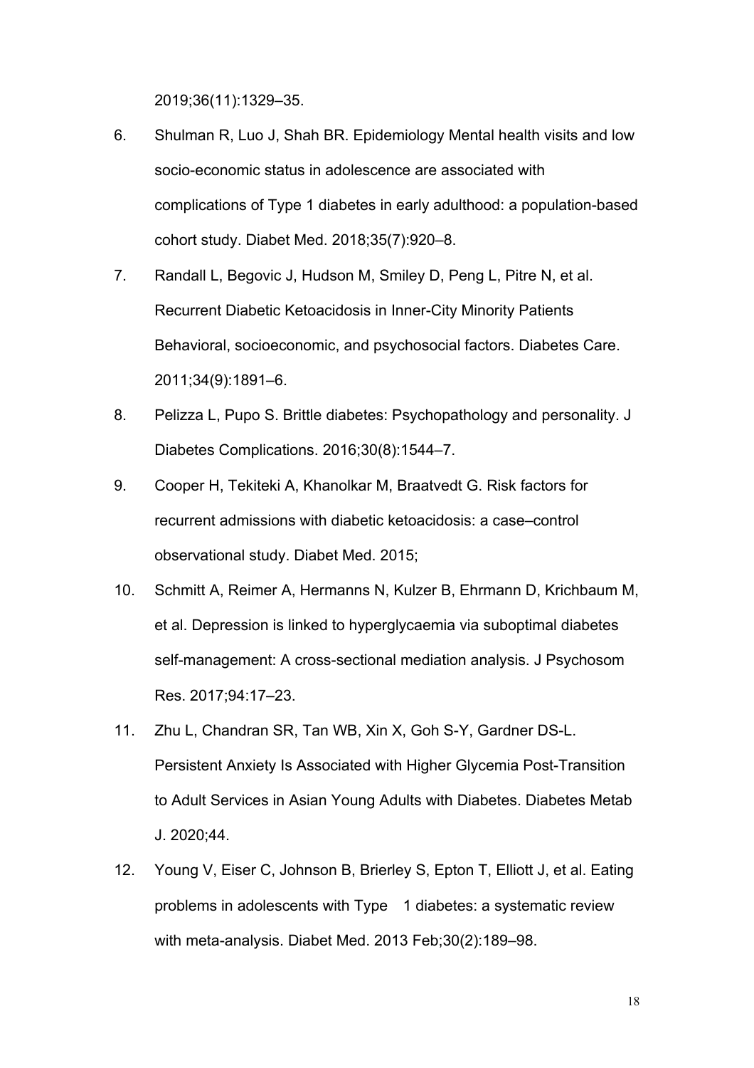2019;36(11):1329–35.

6. Shulman R, Luo J, Shah BR. Epidemiology Mental health visits and low socio-economic status in adolescence are associated with complications of Type 1 diabetes in early adulthood: a population-based cohort study. Diabet Med. 2018;35(7):920–8.
7. Randall L, Begovic J, Hudson M, Smiley D, Peng L, Pitre N, et al. Recurrent Diabetic Ketoacidosis in Inner-City Minority Patients Behavioral, socioeconomic, and psychosocial factors. Diabetes Care. 2011;34(9):1891–6.
8. Pelizza L, Pupo S. Brittle diabetes: Psychopathology and personality. J Diabetes Complications. 2016;30(8):1544–7.
9. Cooper H, Tekiteki A, Khanolkar M, Braatvedt G. Risk factors for recurrent admissions with diabetic ketoacidosis: a case–control observational study. Diabet Med. 2015;
10. Schmitt A, Reimer A, Hermanns N, Kulzer B, Ehrmann D, Krichbaum M, et al. Depression is linked to hyperglycaemia via suboptimal diabetes self-management: A cross-sectional mediation analysis. J Psychosom Res. 2017;94:17–23.
11. Zhu L, Chandran SR, Tan WB, Xin X, Goh S-Y, Gardner DS-L. Persistent Anxiety Is Associated with Higher Glycemia Post-Transition to Adult Services in Asian Young Adults with Diabetes. Diabetes Metab J. 2020;44.
12. Young V, Eiser C, Johnson B, Brierley S, Epton T, Elliott J, et al. Eating problems in adolescents with Type 1 diabetes: a systematic review with meta-analysis. Diabet Med. 2013 Feb;30(2):189–98.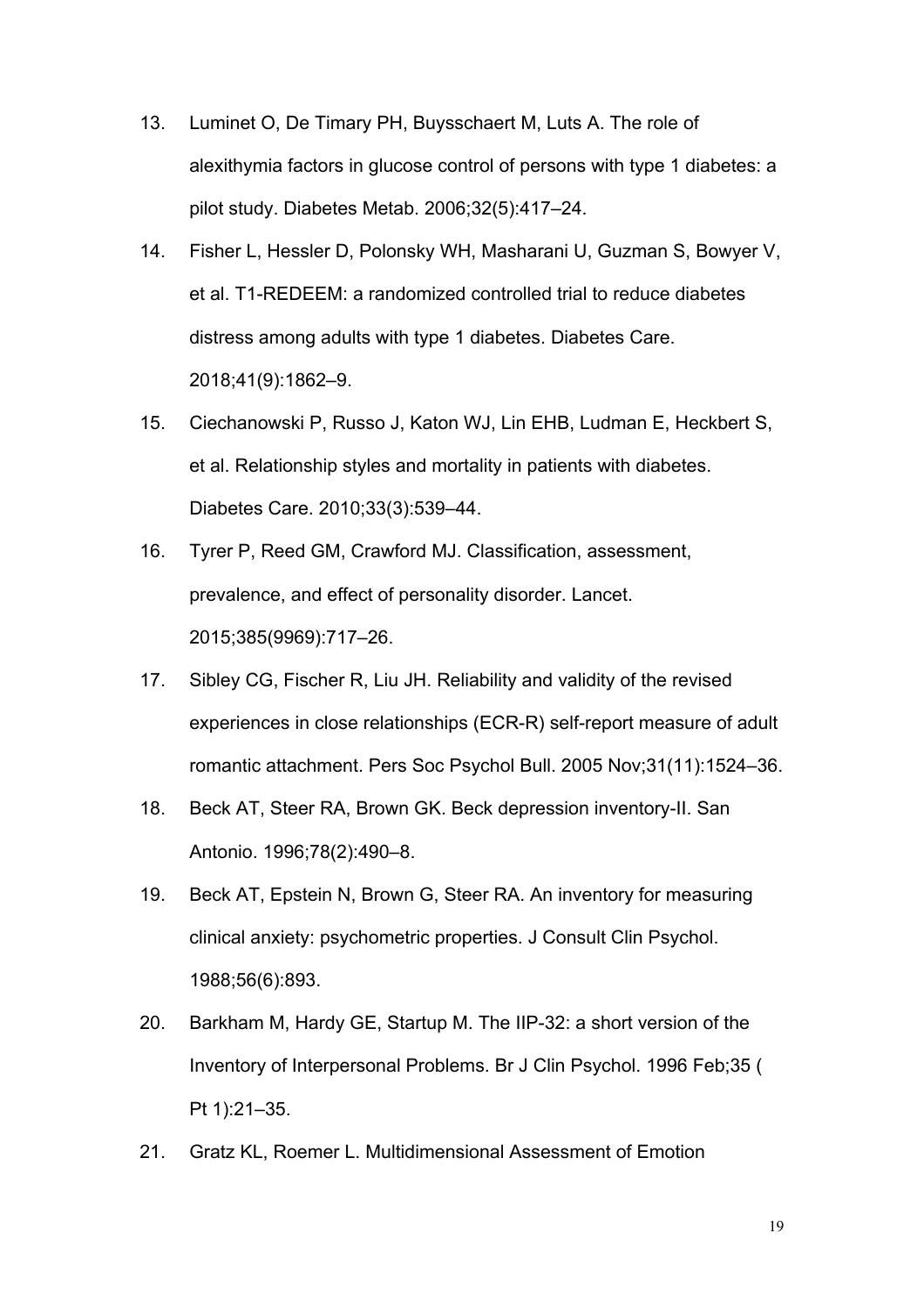13. Luminet O, De Timary PH, Buysschaert M, Luts A. The role of alexithymia factors in glucose control of persons with type 1 diabetes: a pilot study. Diabetes Metab. 2006;32(5):417–24.
14. Fisher L, Hessler D, Polonsky WH, Masharani U, Guzman S, Bowyer V, et al. T1-REDEEM: a randomized controlled trial to reduce diabetes distress among adults with type 1 diabetes. Diabetes Care. 2018;41(9):1862–9.
15. Ciechanowski P, Russo J, Katon WJ, Lin EHB, Ludman E, Heckbert S, et al. Relationship styles and mortality in patients with diabetes. Diabetes Care. 2010;33(3):539–44.
16. Tyrer P, Reed GM, Crawford MJ. Classification, assessment, prevalence, and effect of personality disorder. Lancet. 2015;385(9969):717–26.
17. Sibley CG, Fischer R, Liu JH. Reliability and validity of the revised experiences in close relationships (ECR-R) self-report measure of adult romantic attachment. Pers Soc Psychol Bull. 2005 Nov;31(11):1524–36.
18. Beck AT, Steer RA, Brown GK. Beck depression inventory-II. San Antonio. 1996;78(2):490–8.
19. Beck AT, Epstein N, Brown G, Steer RA. An inventory for measuring clinical anxiety: psychometric properties. J Consult Clin Psychol. 1988;56(6):893.
20. Barkham M, Hardy GE, Startup M. The IIP-32: a short version of the Inventory of Interpersonal Problems. Br J Clin Psychol. 1996 Feb;35 ( Pt 1):21–35.
21. Gratz KL, Roemer L. Multidimensional Assessment of Emotion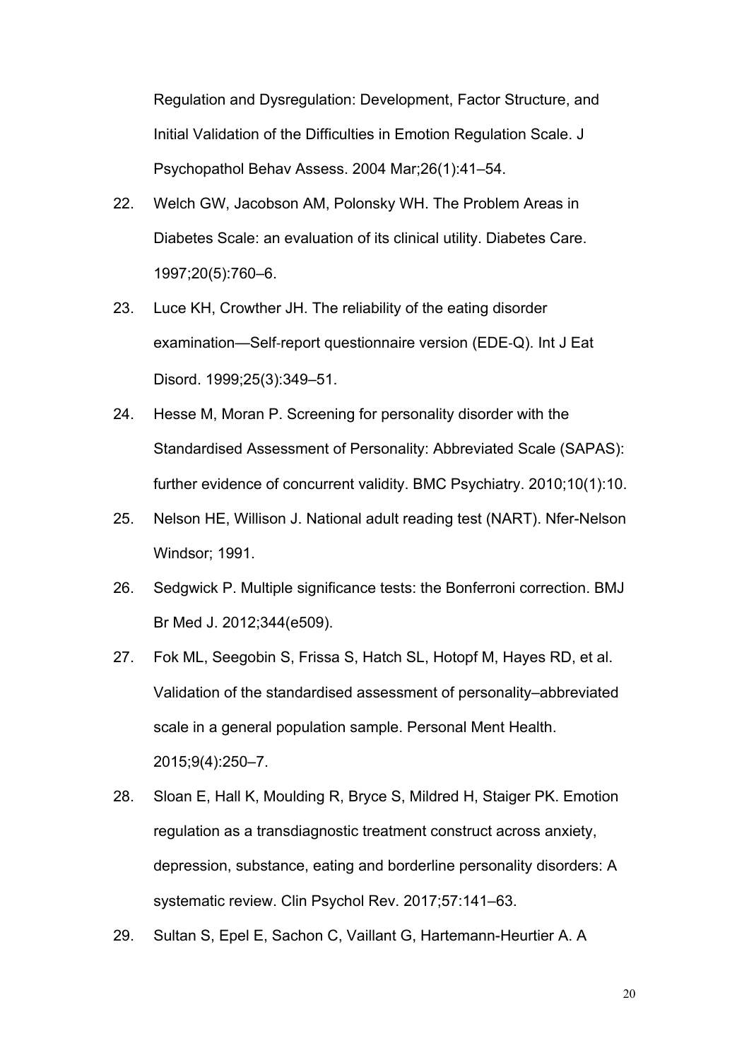Regulation and Dysregulation: Development, Factor Structure, and Initial Validation of the Difficulties in Emotion Regulation Scale. J Psychopathol Behav Assess. 2004 Mar;26(1):41–54.

22. Welch GW, Jacobson AM, Polonsky WH. The Problem Areas in Diabetes Scale: an evaluation of its clinical utility. Diabetes Care. 1997;20(5):760–6.

23. Luce KH, Crowther JH. The reliability of the eating disorder examination—Self-report questionnaire version (EDE-Q). Int J Eat Disord. 1999;25(3):349–51.

24. Hesse M, Moran P. Screening for personality disorder with the Standardised Assessment of Personality: Abbreviated Scale (SAPAS): further evidence of concurrent validity. BMC Psychiatry. 2010;10(1):10.

25. Nelson HE, Willison J. National adult reading test (NART). Nfer-Nelson Windsor; 1991.

26. Sedgwick P. Multiple significance tests: the Bonferroni correction. BMJ Br Med J. 2012;344(e509).

27. Fok ML, Seegobin S, Frissa S, Hatch SL, Hotopf M, Hayes RD, et al. Validation of the standardised assessment of personality–abbreviated scale in a general population sample. Personal Ment Health. 2015;9(4):250–7.

28. Sloan E, Hall K, Moulding R, Bryce S, Mildred H, Staiger PK. Emotion regulation as a transdiagnostic treatment construct across anxiety, depression, substance, eating and borderline personality disorders: A systematic review. Clin Psychol Rev. 2017;57:141–63.

29. Sultan S, Epel E, Sachon C, Vaillant G, Hartemann-Heurtier A. A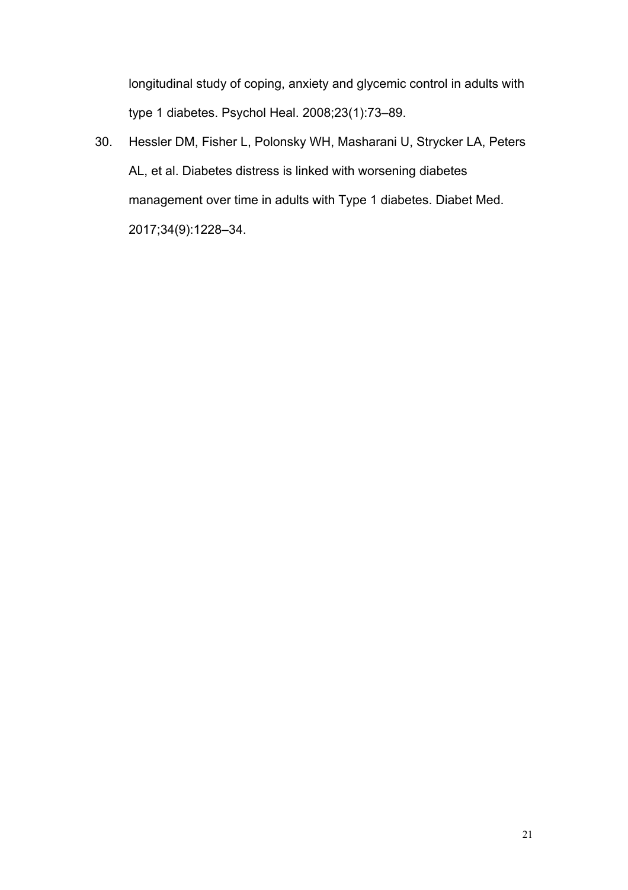longitudinal study of coping, anxiety and glycemic control in adults with type 1 diabetes. Psychol Heal. 2008;23(1):73–89.

30. Hessler DM, Fisher L, Polonsky WH, Masharani U, Strycker LA, Peters AL, et al. Diabetes distress is linked with worsening diabetes management over time in adults with Type 1 diabetes. Diabet Med. 2017;34(9):1228–34.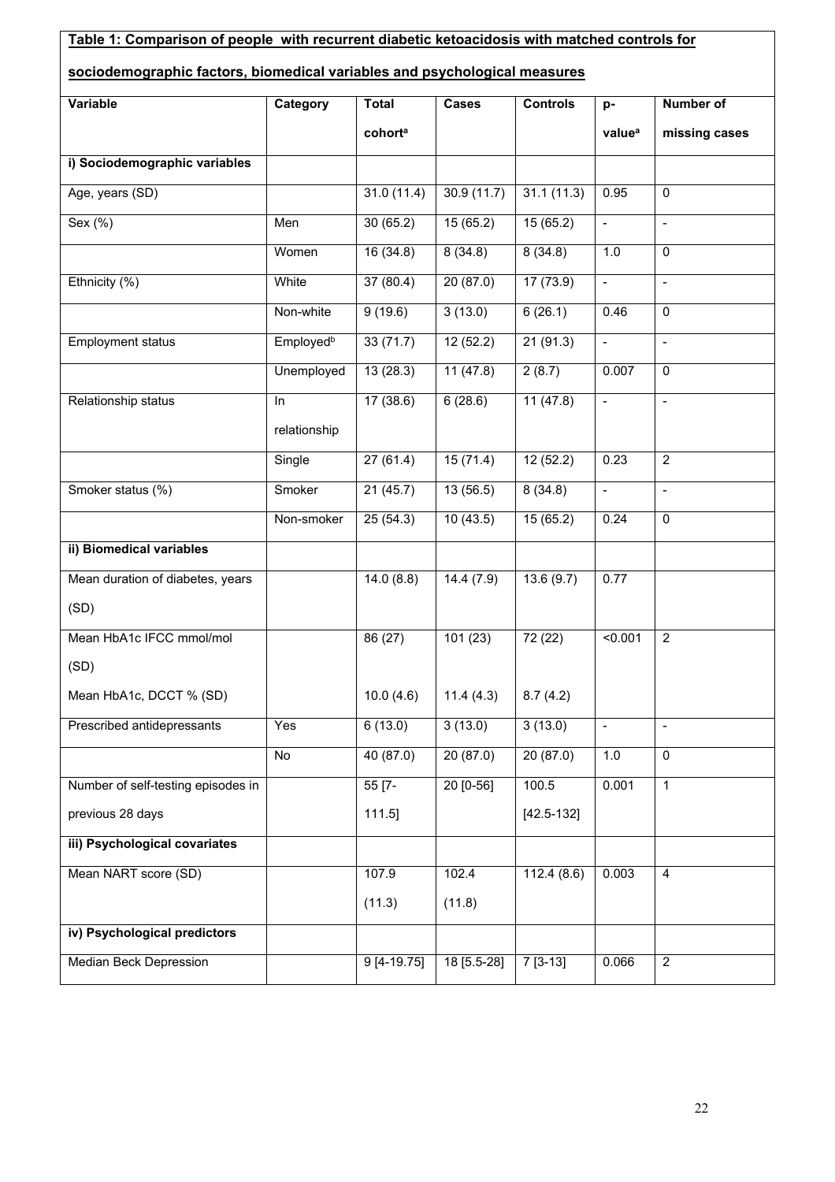**Table 1: Comparison of people with recurrent diabetic ketoacidosis with matched controls for sociodemographic factors, biomedical variables and psychological measures**

| Variable | Category | Total cohort[a] | Cases | Controls | p-value[a] | Number of missing cases |
|---|---|---|---|---|---|---|
| **i) Sociodemographic variables** | | | | | | |
| Age, years (SD) | | 31.0 (11.4) | 30.9 (11.7) | 31.1 (11.3) | 0.95 | 0 |
| Sex (%) | Men | 30 (65.2) | 15 (65.2) | 15 (65.2) | - | - |
| | Women | 16 (34.8) | 8 (34.8) | 8 (34.8) | 1.0 | 0 |
| Ethnicity (%) | White | 37 (80.4) | 20 (87.0) | 17 (73.9) | - | - |
| | Non-white | 9 (19.6) | 3 (13.0) | 6 (26.1) | 0.46 | 0 |
| Employment status | Employed[b] | 33 (71.7) | 12 (52.2) | 21 (91.3) | - | - |
| | Unemployed | 13 (28.3) | 11 (47.8) | 2 (8.7) | 0.007 | 0 |
| Relationship status | In relationship | 17 (38.6) | 6 (28.6) | 11 (47.8) | - | - |
| | Single | 27 (61.4) | 15 (71.4) | 12 (52.2) | 0.23 | 2 |
| Smoker status (%) | Smoker | 21 (45.7) | 13 (56.5) | 8 (34.8) | - | - |
| | Non-smoker | 25 (54.3) | 10 (43.5) | 15 (65.2) | 0.24 | 0 |
| **ii) Biomedical variables** | | | | | | |
| Mean duration of diabetes, years (SD) | | 14.0 (8.8) | 14.4 (7.9) | 13.6 (9.7) | 0.77 | |
| Mean HbA1c IFCC mmol/mol (SD)<br>Mean HbA1c, DCCT % (SD) | | 86 (27)<br>10.0 (4.6) | 101 (23)<br>11.4 (4.3) | 72 (22)<br>8.7 (4.2) | <0.001 | 2 |
| Prescribed antidepressants | Yes | 6 (13.0) | 3 (13.0) | 3 (13.0) | - | - |
| | No | 40 (87.0) | 20 (87.0) | 20 (87.0) | 1.0 | 0 |
| Number of self-testing episodes in previous 28 days | | 55 [7-111.5] | 20 [0-56] | 100.5 [42.5-132] | 0.001 | 1 |
| **iii) Psychological covariates** | | | | | | |
| Mean NART score (SD) | | 107.9 (11.3) | 102.4 (11.8) | 112.4 (8.6) | 0.003 | 4 |
| **iv) Psychological predictors** | | | | | | |
| Median Beck Depression | | 9 [4-19.75] | 18 [5.5-28] | 7 [3-13] | 0.066 | 2 |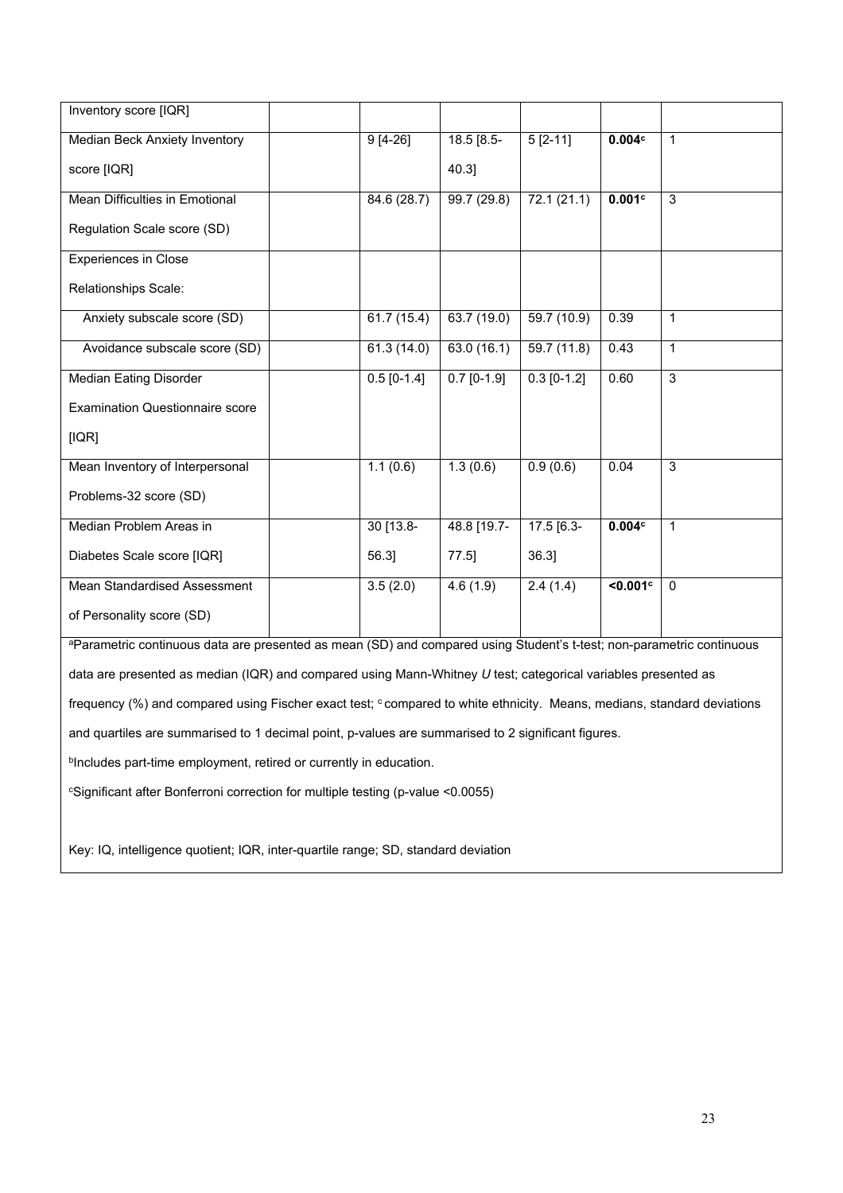| | | | | | | |
|---|---|---|---|---|---|---|
| Inventory score [IQR] | | | | | | |
| Median Beck Anxiety Inventory score [IQR] | | 9 [4-26] | 18.5 [8.5-40.3] | 5 [2-11] | **0.004**[c] | 1 |
| Mean Difficulties in Emotional Regulation Scale score (SD) | | 84.6 (28.7) | 99.7 (29.8) | 72.1 (21.1) | **0.001**[c] | 3 |
| Experiences in Close Relationships Scale: | | | | | | |
| Anxiety subscale score (SD) | | 61.7 (15.4) | 63.7 (19.0) | 59.7 (10.9) | 0.39 | 1 |
| Avoidance subscale score (SD) | | 61.3 (14.0) | 63.0 (16.1) | 59.7 (11.8) | 0.43 | 1 |
| Median Eating Disorder Examination Questionnaire score [IQR] | | 0.5 [0-1.4] | 0.7 [0-1.9] | 0.3 [0-1.2] | 0.60 | 3 |
| Mean Inventory of Interpersonal Problems-32 score (SD) | | 1.1 (0.6) | 1.3 (0.6) | 0.9 (0.6) | 0.04 | 3 |
| Median Problem Areas in Diabetes Scale score [IQR] | | 30 [13.8-56.3] | 48.8 [19.7-77.5] | 17.5 [6.3-36.3] | **0.004**[c] | 1 |
| Mean Standardised Assessment of Personality score (SD) | | 3.5 (2.0) | 4.6 (1.9) | 2.4 (1.4) | **<0.001**[c] | 0 |

[a]Parametric continuous data are presented as mean (SD) and compared using Student's t-test; non-parametric continuous data are presented as median (IQR) and compared using Mann-Whitney *U* test; categorical variables presented as frequency (%) and compared using Fischer exact test; [c] compared to white ethnicity. Means, medians, standard deviations and quartiles are summarised to 1 decimal point, p-values are summarised to 2 significant figures.

[b]Includes part-time employment, retired or currently in education.

[c]Significant after Bonferroni correction for multiple testing (p-value <0.0055)

Key: IQ, intelligence quotient; IQR, inter-quartile range; SD, standard deviation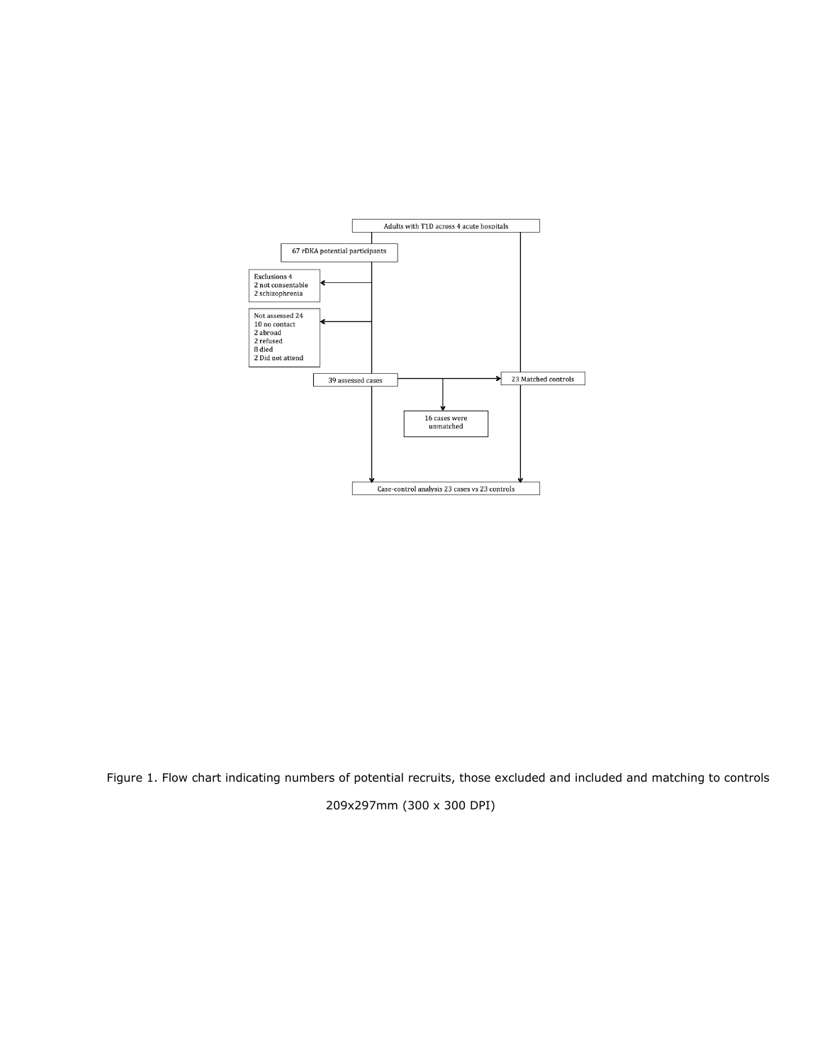Adults with T1D across 4 acute hospitals

67 rDKA potential participants

Exclusions 4
2 not consentable
2 schizophrenia

Not assessed 24
10 no contact
2 abroad
2 refused
8 died
2 Did not attend

39 assessed cases

23 Matched controls

16 cases were unmatched

Case-control analysis 23 cases vs 23 controls

Figure 1. Flow chart indicating numbers of potential recruits, those excluded and included and matching to controls

209x297mm (300 x 300 DPI)